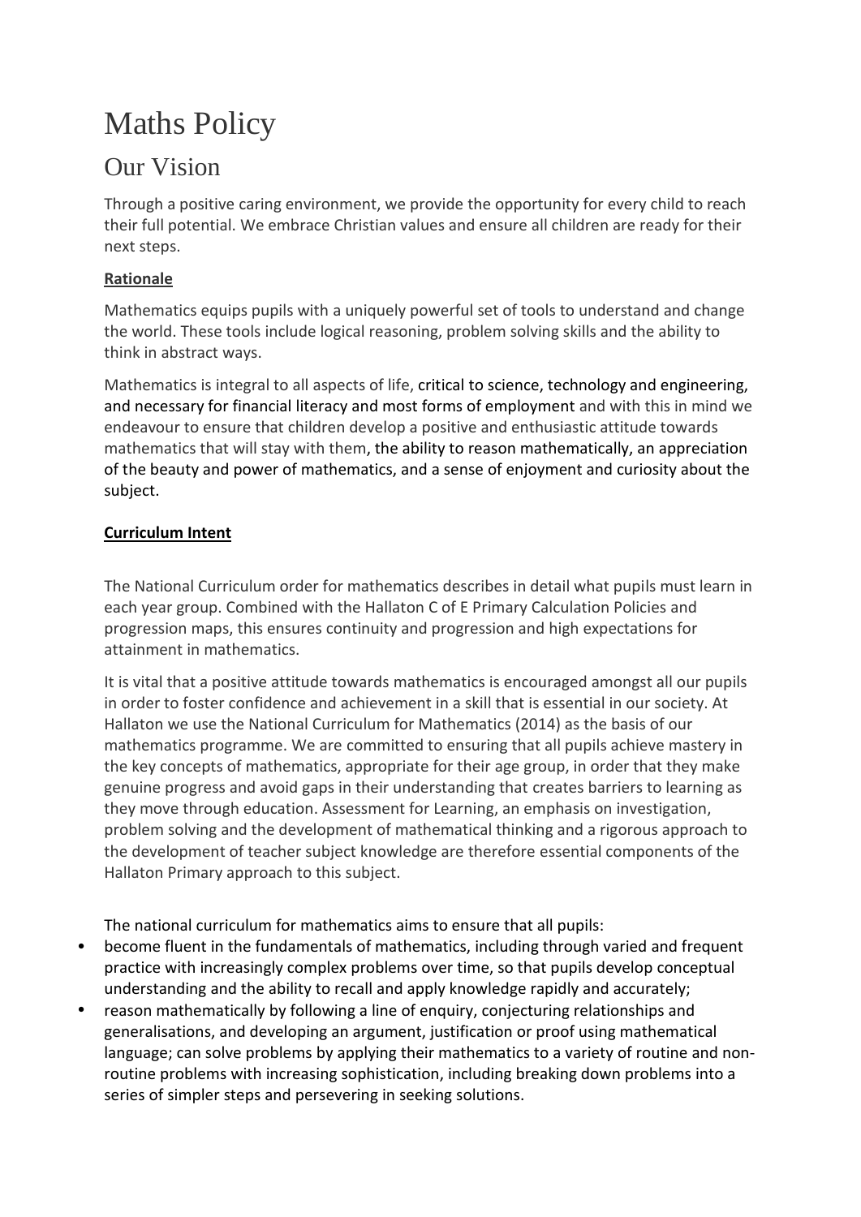# Maths Policy

## Our Vision

Through a positive caring environment, we provide the opportunity for every child to reach their full potential. We embrace Christian values and ensure all children are ready for their next steps.

**Rationale**

Mathematics equips pupils with a uniquely powerful set of tools to understand and change the world. These tools include logical reasoning, problem solving skills and the ability to think in abstract ways.

Mathematics is integral to all aspects of life, critical to science, technology and engineering, and necessary for financial literacy and most forms of employment and with this in mind we endeavour to ensure that children develop a positive and enthusiastic attitude towards mathematics that will stay with them, the ability to reason mathematically, an appreciation of the beauty and power of mathematics, and a sense of enjoyment and curiosity about the subject.

**Curriculum Intent**

The National Curriculum order for mathematics describes in detail what pupils must learn in each year group. Combined with the Hallaton C of E Primary Calculation Policies and progression maps, this ensures continuity and progression and high expectations for attainment in mathematics.

It is vital that a positive attitude towards mathematics is encouraged amongst all our pupils in order to foster confidence and achievement in a skill that is essential in our society. At Hallaton we use the National Curriculum for Mathematics (2014) as the basis of our mathematics programme. We are committed to ensuring that all pupils achieve mastery in the key concepts of mathematics, appropriate for their age group, in order that they make genuine progress and avoid gaps in their understanding that creates barriers to learning as they move through education. Assessment for Learning, an emphasis on investigation, problem solving and the development of mathematical thinking and a rigorous approach to the development of teacher subject knowledge are therefore essential components of the Hallaton Primary approach to this subject.

The national curriculum for mathematics aims to ensure that all pupils:

- become fluent in the fundamentals of mathematics, including through varied and frequent practice with increasingly complex problems over time, so that pupils develop conceptual understanding and the ability to recall and apply knowledge rapidly and accurately;
- reason mathematically by following a line of enquiry, conjecturing relationships and generalisations, and developing an argument, justification or proof using mathematical language; can solve problems by applying their mathematics to a variety of routine and non-routine problems with increasing sophistication, including breaking down problems into a series of simpler steps and persevering in seeking solutions.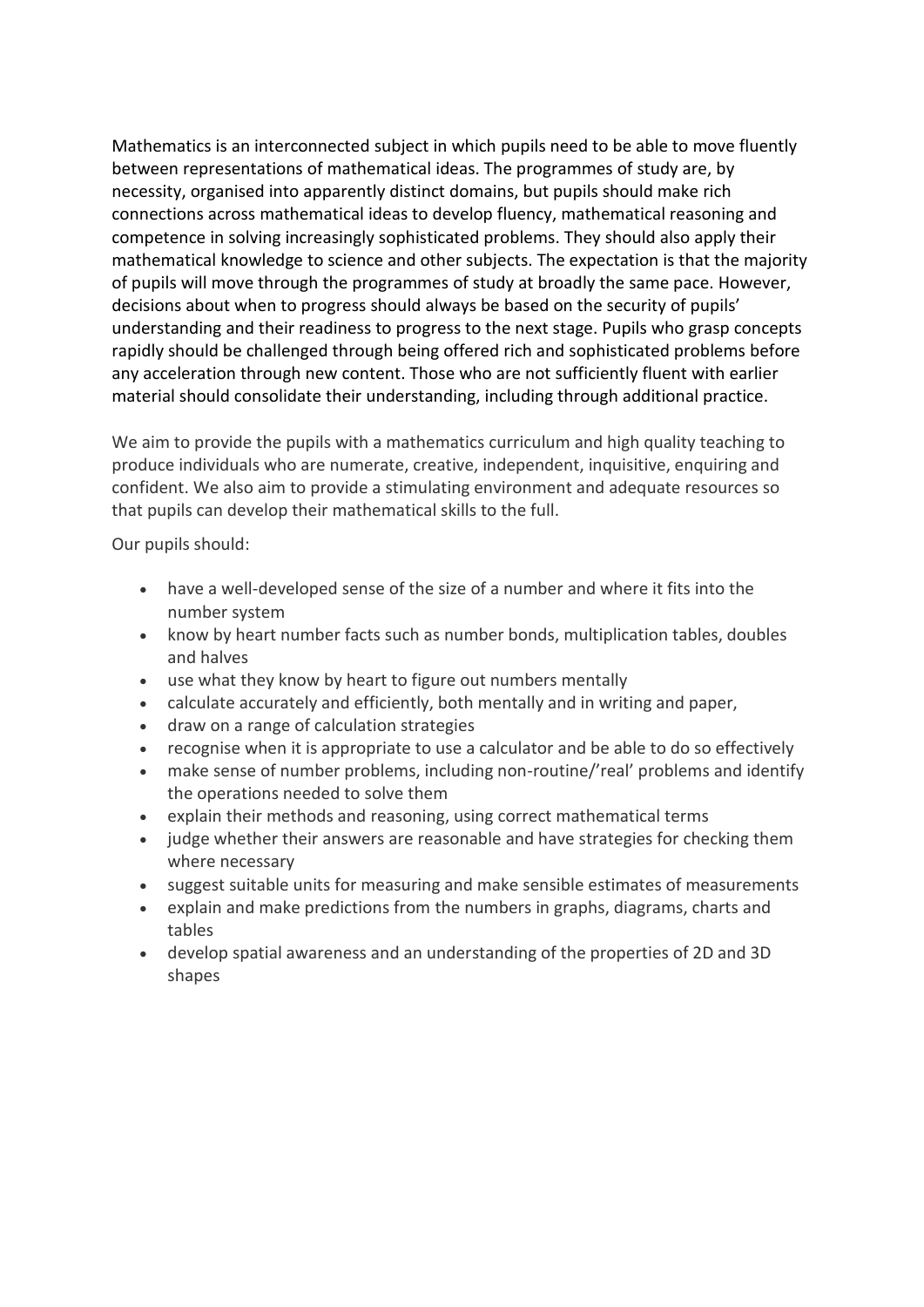Mathematics is an interconnected subject in which pupils need to be able to move fluently between representations of mathematical ideas. The programmes of study are, by necessity, organised into apparently distinct domains, but pupils should make rich connections across mathematical ideas to develop fluency, mathematical reasoning and competence in solving increasingly sophisticated problems. They should also apply their mathematical knowledge to science and other subjects. The expectation is that the majority of pupils will move through the programmes of study at broadly the same pace. However, decisions about when to progress should always be based on the security of pupils' understanding and their readiness to progress to the next stage. Pupils who grasp concepts rapidly should be challenged through being offered rich and sophisticated problems before any acceleration through new content. Those who are not sufficiently fluent with earlier material should consolidate their understanding, including through additional practice.

We aim to provide the pupils with a mathematics curriculum and high quality teaching to produce individuals who are numerate, creative, independent, inquisitive, enquiring and confident. We also aim to provide a stimulating environment and adequate resources so that pupils can develop their mathematical skills to the full.

Our pupils should:

- have a well-developed sense of the size of a number and where it fits into the number system
- know by heart number facts such as number bonds, multiplication tables, doubles and halves
- use what they know by heart to figure out numbers mentally
- calculate accurately and efficiently, both mentally and in writing and paper,
- draw on a range of calculation strategies
- recognise when it is appropriate to use a calculator and be able to do so effectively
- make sense of number problems, including non-routine/'real' problems and identify the operations needed to solve them
- explain their methods and reasoning, using correct mathematical terms
- judge whether their answers are reasonable and have strategies for checking them where necessary
- suggest suitable units for measuring and make sensible estimates of measurements
- explain and make predictions from the numbers in graphs, diagrams, charts and tables
- develop spatial awareness and an understanding of the properties of 2D and 3D shapes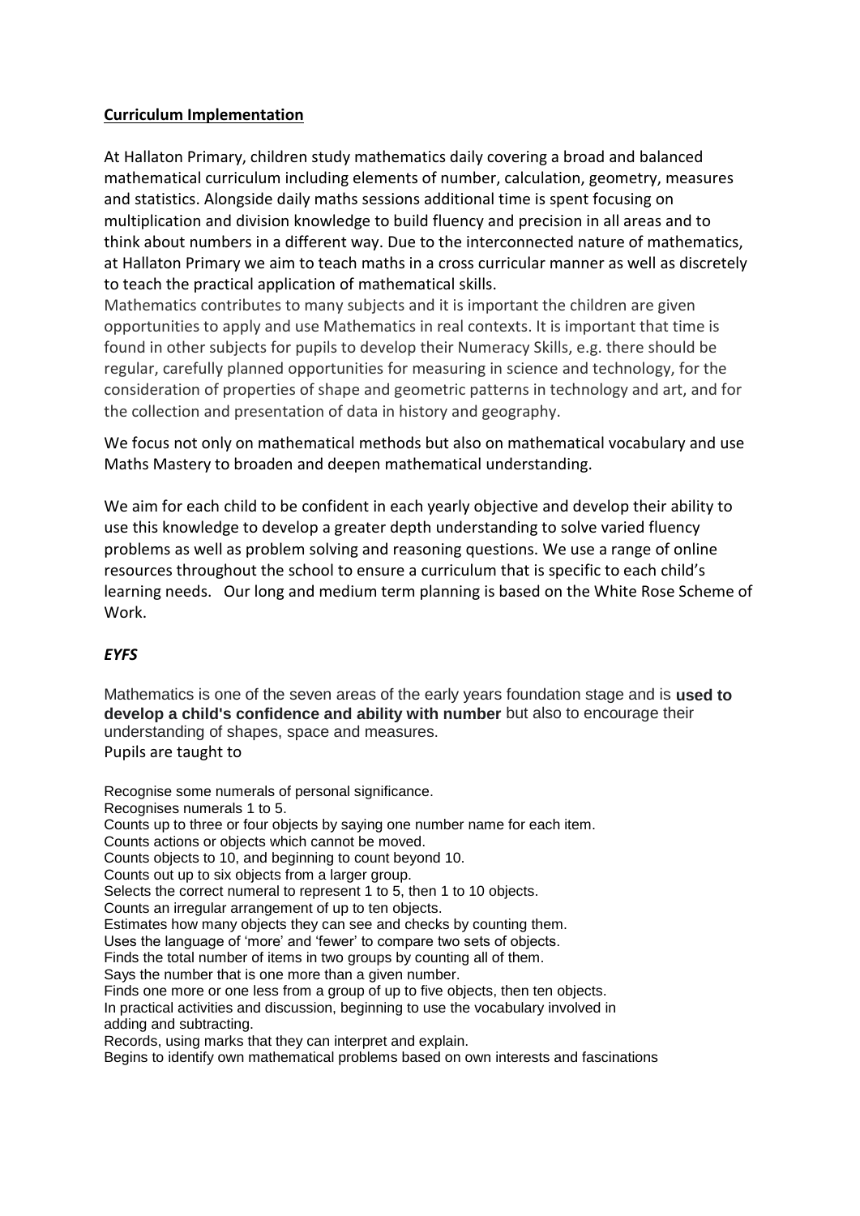**Curriculum Implementation**

At Hallaton Primary, children study mathematics daily covering a broad and balanced mathematical curriculum including elements of number, calculation, geometry, measures and statistics. Alongside daily maths sessions additional time is spent focusing on multiplication and division knowledge to build fluency and precision in all areas and to think about numbers in a different way. Due to the interconnected nature of mathematics, at Hallaton Primary we aim to teach maths in a cross curricular manner as well as discretely to teach the practical application of mathematical skills.

Mathematics contributes to many subjects and it is important the children are given opportunities to apply and use Mathematics in real contexts. It is important that time is found in other subjects for pupils to develop their Numeracy Skills, e.g. there should be regular, carefully planned opportunities for measuring in science and technology, for the consideration of properties of shape and geometric patterns in technology and art, and for the collection and presentation of data in history and geography.

We focus not only on mathematical methods but also on mathematical vocabulary and use Maths Mastery to broaden and deepen mathematical understanding.

We aim for each child to be confident in each yearly objective and develop their ability to use this knowledge to develop a greater depth understanding to solve varied fluency problems as well as problem solving and reasoning questions. We use a range of online resources throughout the school to ensure a curriculum that is specific to each child's learning needs. Our long and medium term planning is based on the White Rose Scheme of Work.

***EYFS***

Mathematics is one of the seven areas of the early years foundation stage and is **used to develop a child's confidence and ability with number** but also to encourage their understanding of shapes, space and measures.
Pupils are taught to

Recognise some numerals of personal significance.
Recognises numerals 1 to 5.
Counts up to three or four objects by saying one number name for each item.
Counts actions or objects which cannot be moved.
Counts objects to 10, and beginning to count beyond 10.
Counts out up to six objects from a larger group.
Selects the correct numeral to represent 1 to 5, then 1 to 10 objects.
Counts an irregular arrangement of up to ten objects.
Estimates how many objects they can see and checks by counting them.
Uses the language of 'more' and 'fewer' to compare two sets of objects.
Finds the total number of items in two groups by counting all of them.
Says the number that is one more than a given number.
Finds one more or one less from a group of up to five objects, then ten objects.
In practical activities and discussion, beginning to use the vocabulary involved in adding and subtracting.
Records, using marks that they can interpret and explain.
Begins to identify own mathematical problems based on own interests and fascinations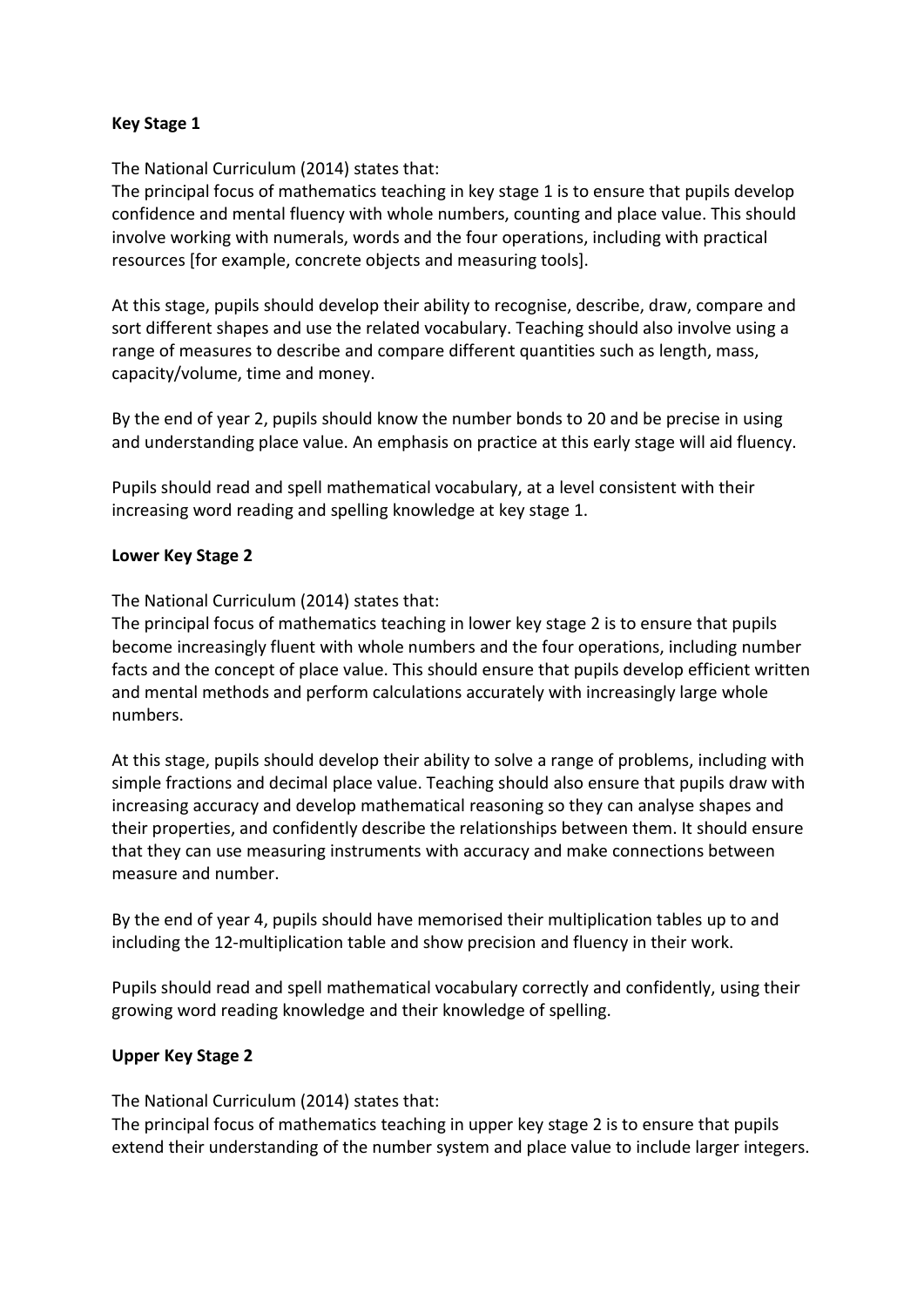**Key Stage 1**

The National Curriculum (2014) states that:
The principal focus of mathematics teaching in key stage 1 is to ensure that pupils develop confidence and mental fluency with whole numbers, counting and place value. This should involve working with numerals, words and the four operations, including with practical resources [for example, concrete objects and measuring tools].

At this stage, pupils should develop their ability to recognise, describe, draw, compare and sort different shapes and use the related vocabulary. Teaching should also involve using a range of measures to describe and compare different quantities such as length, mass, capacity/volume, time and money.

By the end of year 2, pupils should know the number bonds to 20 and be precise in using and understanding place value. An emphasis on practice at this early stage will aid fluency.

Pupils should read and spell mathematical vocabulary, at a level consistent with their increasing word reading and spelling knowledge at key stage 1.

**Lower Key Stage 2**

The National Curriculum (2014) states that:
The principal focus of mathematics teaching in lower key stage 2 is to ensure that pupils become increasingly fluent with whole numbers and the four operations, including number facts and the concept of place value. This should ensure that pupils develop efficient written and mental methods and perform calculations accurately with increasingly large whole numbers.

At this stage, pupils should develop their ability to solve a range of problems, including with simple fractions and decimal place value. Teaching should also ensure that pupils draw with increasing accuracy and develop mathematical reasoning so they can analyse shapes and their properties, and confidently describe the relationships between them. It should ensure that they can use measuring instruments with accuracy and make connections between measure and number.

By the end of year 4, pupils should have memorised their multiplication tables up to and including the 12-multiplication table and show precision and fluency in their work.

Pupils should read and spell mathematical vocabulary correctly and confidently, using their growing word reading knowledge and their knowledge of spelling.

**Upper Key Stage 2**

The National Curriculum (2014) states that:
The principal focus of mathematics teaching in upper key stage 2 is to ensure that pupils extend their understanding of the number system and place value to include larger integers.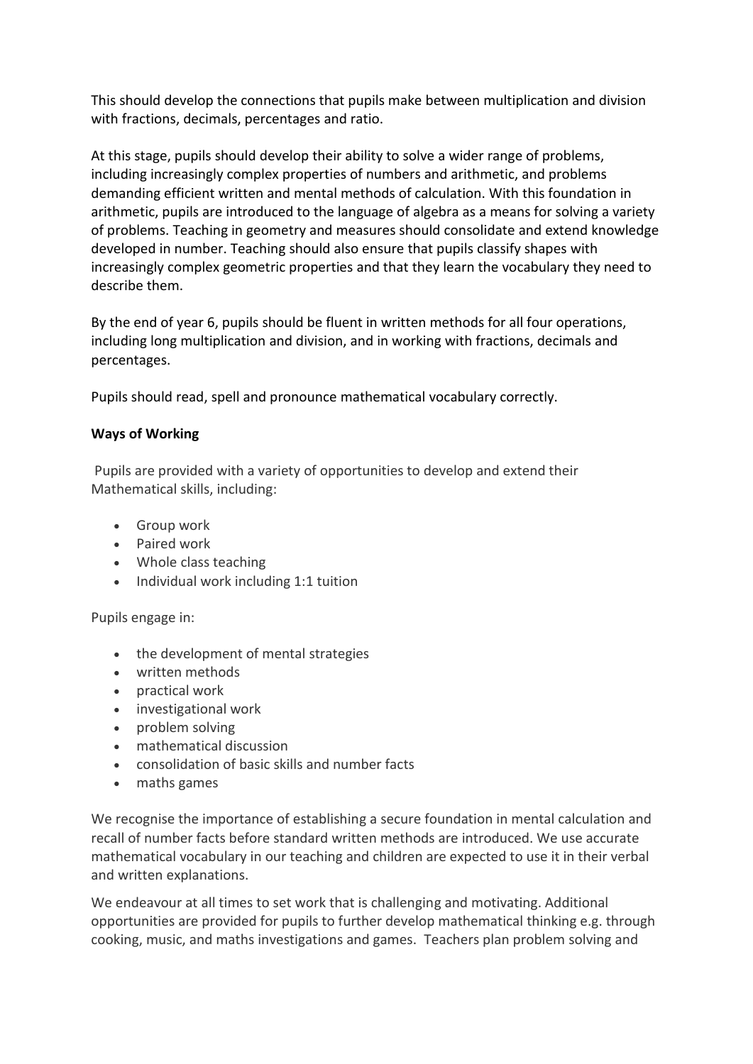This should develop the connections that pupils make between multiplication and division with fractions, decimals, percentages and ratio.

At this stage, pupils should develop their ability to solve a wider range of problems, including increasingly complex properties of numbers and arithmetic, and problems demanding efficient written and mental methods of calculation. With this foundation in arithmetic, pupils are introduced to the language of algebra as a means for solving a variety of problems. Teaching in geometry and measures should consolidate and extend knowledge developed in number. Teaching should also ensure that pupils classify shapes with increasingly complex geometric properties and that they learn the vocabulary they need to describe them.

By the end of year 6, pupils should be fluent in written methods for all four operations, including long multiplication and division, and in working with fractions, decimals and percentages.

Pupils should read, spell and pronounce mathematical vocabulary correctly.

**Ways of Working**

Pupils are provided with a variety of opportunities to develop and extend their Mathematical skills, including:

- Group work
- Paired work
- Whole class teaching
- Individual work including 1:1 tuition

Pupils engage in:

- the development of mental strategies
- written methods
- practical work
- investigational work
- problem solving
- mathematical discussion
- consolidation of basic skills and number facts
- maths games

We recognise the importance of establishing a secure foundation in mental calculation and recall of number facts before standard written methods are introduced. We use accurate mathematical vocabulary in our teaching and children are expected to use it in their verbal and written explanations.

We endeavour at all times to set work that is challenging and motivating. Additional opportunities are provided for pupils to further develop mathematical thinking e.g. through cooking, music, and maths investigations and games. Teachers plan problem solving and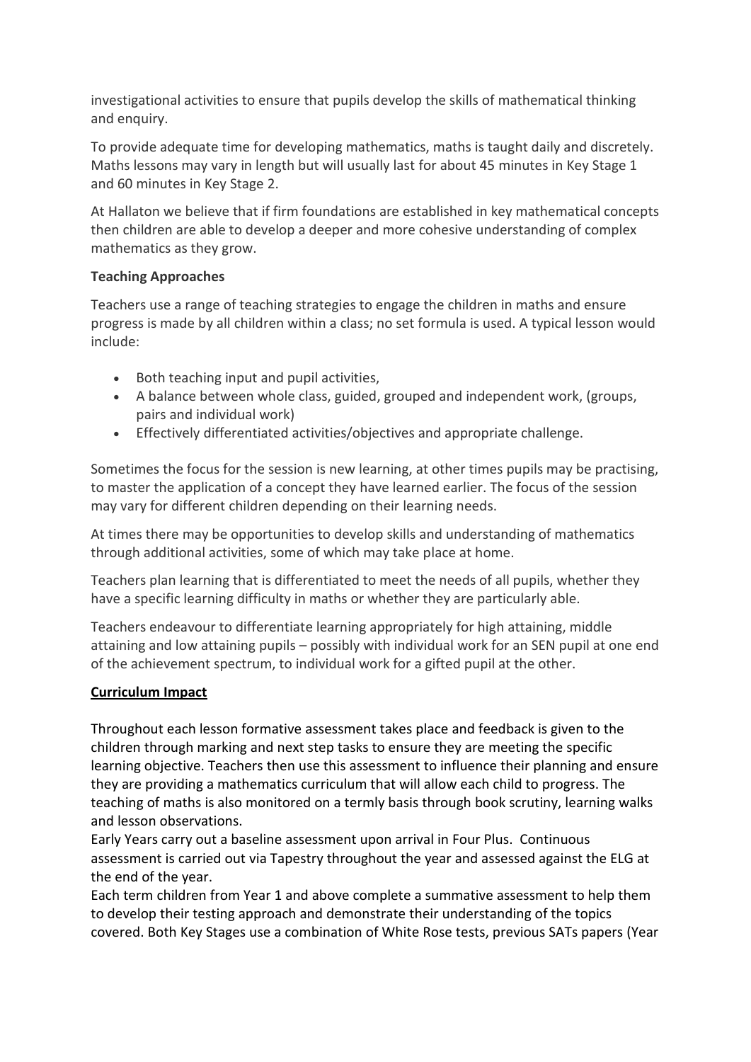investigational activities to ensure that pupils develop the skills of mathematical thinking and enquiry.

To provide adequate time for developing mathematics, maths is taught daily and discretely. Maths lessons may vary in length but will usually last for about 45 minutes in Key Stage 1 and 60 minutes in Key Stage 2.

At Hallaton we believe that if firm foundations are established in key mathematical concepts then children are able to develop a deeper and more cohesive understanding of complex mathematics as they grow.

**Teaching Approaches**

Teachers use a range of teaching strategies to engage the children in maths and ensure progress is made by all children within a class; no set formula is used. A typical lesson would include:

- Both teaching input and pupil activities,
- A balance between whole class, guided, grouped and independent work, (groups, pairs and individual work)
- Effectively differentiated activities/objectives and appropriate challenge.

Sometimes the focus for the session is new learning, at other times pupils may be practising, to master the application of a concept they have learned earlier. The focus of the session may vary for different children depending on their learning needs.

At times there may be opportunities to develop skills and understanding of mathematics through additional activities, some of which may take place at home.

Teachers plan learning that is differentiated to meet the needs of all pupils, whether they have a specific learning difficulty in maths or whether they are particularly able.

Teachers endeavour to differentiate learning appropriately for high attaining, middle attaining and low attaining pupils – possibly with individual work for an SEN pupil at one end of the achievement spectrum, to individual work for a gifted pupil at the other.

**Curriculum Impact**

Throughout each lesson formative assessment takes place and feedback is given to the children through marking and next step tasks to ensure they are meeting the specific learning objective. Teachers then use this assessment to influence their planning and ensure they are providing a mathematics curriculum that will allow each child to progress. The teaching of maths is also monitored on a termly basis through book scrutiny, learning walks and lesson observations.

Early Years carry out a baseline assessment upon arrival in Four Plus. Continuous assessment is carried out via Tapestry throughout the year and assessed against the ELG at the end of the year.

Each term children from Year 1 and above complete a summative assessment to help them to develop their testing approach and demonstrate their understanding of the topics covered. Both Key Stages use a combination of White Rose tests, previous SATs papers (Year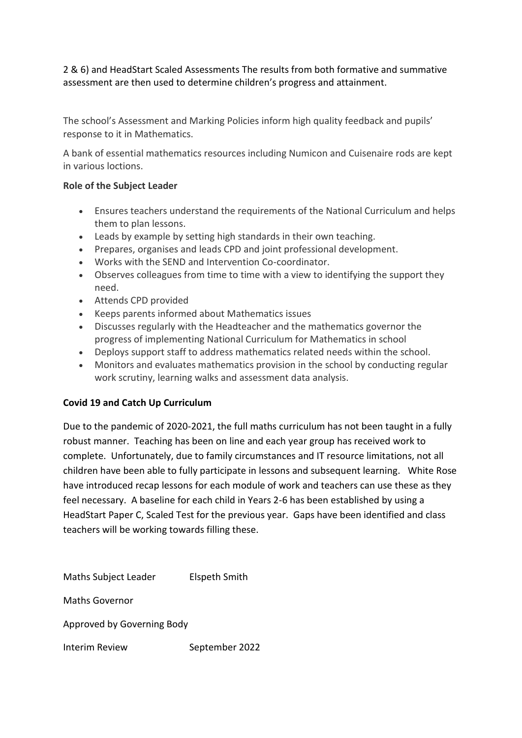2 & 6) and HeadStart Scaled Assessments The results from both formative and summative assessment are then used to determine children's progress and attainment.

The school's Assessment and Marking Policies inform high quality feedback and pupils' response to it in Mathematics.

A bank of essential mathematics resources including Numicon and Cuisenaire rods are kept in various loctions.

**Role of the Subject Leader**

- Ensures teachers understand the requirements of the National Curriculum and helps them to plan lessons.
- Leads by example by setting high standards in their own teaching.
- Prepares, organises and leads CPD and joint professional development.
- Works with the SEND and Intervention Co-coordinator.
- Observes colleagues from time to time with a view to identifying the support they need.
- Attends CPD provided
- Keeps parents informed about Mathematics issues
- Discusses regularly with the Headteacher and the mathematics governor the progress of implementing National Curriculum for Mathematics in school
- Deploys support staff to address mathematics related needs within the school.
- Monitors and evaluates mathematics provision in the school by conducting regular work scrutiny, learning walks and assessment data analysis.

**Covid 19 and Catch Up Curriculum**

Due to the pandemic of 2020-2021, the full maths curriculum has not been taught in a fully robust manner. Teaching has been on line and each year group has received work to complete. Unfortunately, due to family circumstances and IT resource limitations, not all children have been able to fully participate in lessons and subsequent learning. White Rose have introduced recap lessons for each module of work and teachers can use these as they feel necessary. A baseline for each child in Years 2-6 has been established by using a HeadStart Paper C, Scaled Test for the previous year. Gaps have been identified and class teachers will be working towards filling these.

Maths Subject Leader Elspeth Smith

Maths Governor

Approved by Governing Body

Interim Review September 2022